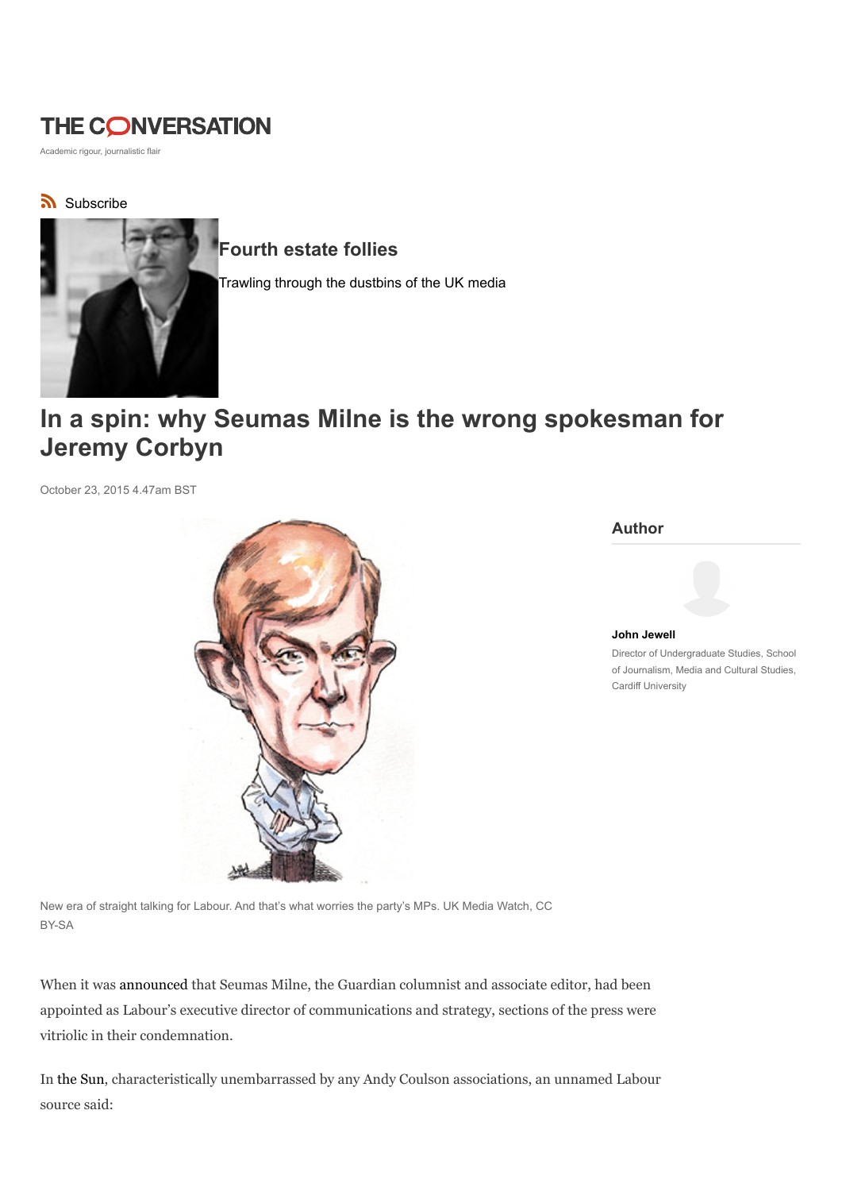THE CONVERSATION

Academic rigour, journalistic flair

Subscribe

## Fourth estate follies

Trawling through the dustbins of the UK media

# In a spin: why Seumas Milne is the wrong spokesman for Jeremy Corbyn

October 23, 2015 4.47am BST

New era of straight talking for Labour. And that's what worries the party's MPs. UK Media Watch, CC BY-SA

**Author**

**John Jewell**

Director of Undergraduate Studies, School of Journalism, Media and Cultural Studies, Cardiff University

When it was announced that Seumas Milne, the Guardian columnist and associate editor, had been appointed as Labour's executive director of communications and strategy, sections of the press were vitriolic in their condemnation.

In the Sun, characteristically unembarrassed by any Andy Coulson associations, an unnamed Labour source said: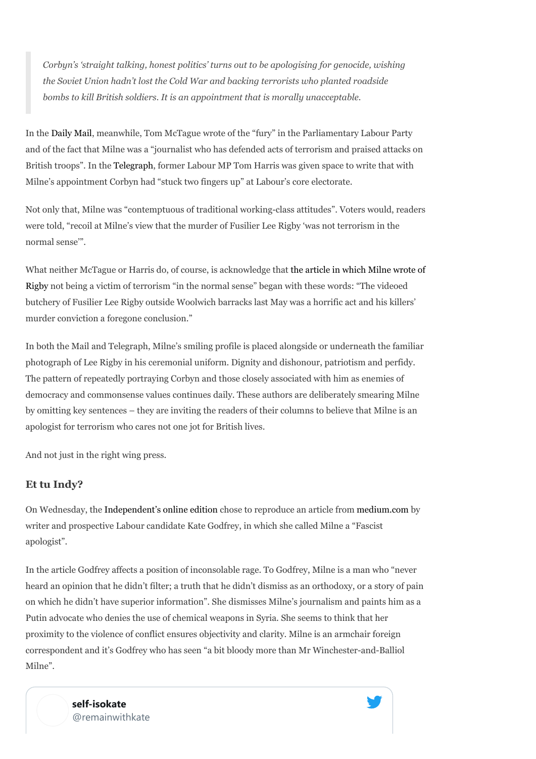> *Corbyn's 'straight talking, honest politics' turns out to be apologising for genocide, wishing the Soviet Union hadn't lost the Cold War and backing terrorists who planted roadside bombs to kill British soldiers. It is an appointment that is morally unacceptable.*

In the Daily Mail, meanwhile, Tom McTague wrote of the "fury" in the Parliamentary Labour Party and of the fact that Milne was a "journalist who has defended acts of terrorism and praised attacks on British troops". In the Telegraph, former Labour MP Tom Harris was given space to write that with Milne's appointment Corbyn had "stuck two fingers up" at Labour's core electorate.

Not only that, Milne was "contemptuous of traditional working-class attitudes". Voters would, readers were told, "recoil at Milne's view that the murder of Fusilier Lee Rigby 'was not terrorism in the normal sense'".

What neither McTague or Harris do, of course, is acknowledge that the article in which Milne wrote of Rigby not being a victim of terrorism "in the normal sense" began with these words: "The videoed butchery of Fusilier Lee Rigby outside Woolwich barracks last May was a horrific act and his killers' murder conviction a foregone conclusion."

In both the Mail and Telegraph, Milne's smiling profile is placed alongside or underneath the familiar photograph of Lee Rigby in his ceremonial uniform. Dignity and dishonour, patriotism and perfidy. The pattern of repeatedly portraying Corbyn and those closely associated with him as enemies of democracy and commonsense values continues daily. These authors are deliberately smearing Milne by omitting key sentences – they are inviting the readers of their columns to believe that Milne is an apologist for terrorism who cares not one jot for British lives.

And not just in the right wing press.

### Et tu Indy?

On Wednesday, the Independent's online edition chose to reproduce an article from medium.com by writer and prospective Labour candidate Kate Godfrey, in which she called Milne a "Fascist apologist".

In the article Godfrey affects a position of inconsolable rage. To Godfrey, Milne is a man who "never heard an opinion that he didn't filter; a truth that he didn't dismiss as an orthodoxy, or a story of pain on which he didn't have superior information". She dismisses Milne's journalism and paints him as a Putin advocate who denies the use of chemical weapons in Syria. She seems to think that her proximity to the violence of conflict ensures objectivity and clarity. Milne is an armchair foreign correspondent and it's Godfrey who has seen "a bit bloody more than Mr Winchester-and-Balliol Milne".

**self-isokate**
@remainwithkate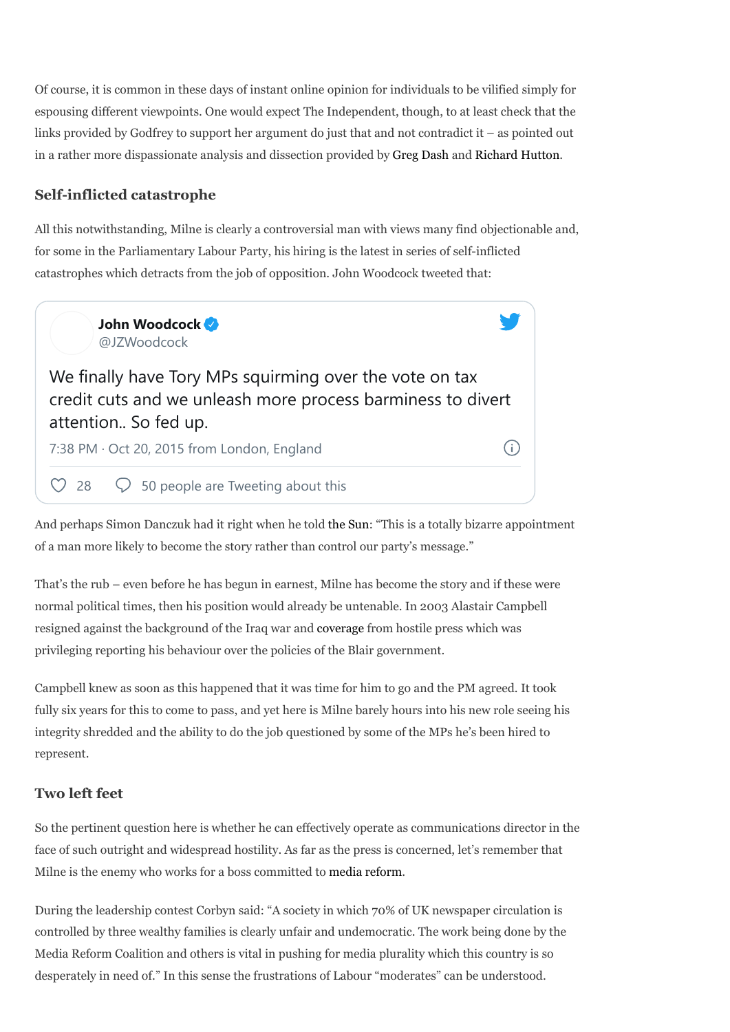Of course, it is common in these days of instant online opinion for individuals to be vilified simply for espousing different viewpoints. One would expect The Independent, though, to at least check that the links provided by Godfrey to support her argument do just that and not contradict it – as pointed out in a rather more dispassionate analysis and dissection provided by Greg Dash and Richard Hutton.

### Self-inflicted catastrophe

All this notwithstanding, Milne is clearly a controversial man with views many find objectionable and, for some in the Parliamentary Labour Party, his hiring is the latest in series of self-inflicted catastrophes which detracts from the job of opposition. John Woodcock tweeted that:

> **John Woodcock** @JZWoodcock
>
> We finally have Tory MPs squirming over the vote on tax credit cuts and we unleash more process barminess to divert attention.. So fed up.
>
> 7:38 PM · Oct 20, 2015 from London, England
>
> 28 · 50 people are Tweeting about this

And perhaps Simon Danczuk had it right when he told the Sun: "This is a totally bizarre appointment of a man more likely to become the story rather than control our party's message."

That's the rub – even before he has begun in earnest, Milne has become the story and if these were normal political times, then his position would already be untenable. In 2003 Alastair Campbell resigned against the background of the Iraq war and coverage from hostile press which was privileging reporting his behaviour over the policies of the Blair government.

Campbell knew as soon as this happened that it was time for him to go and the PM agreed. It took fully six years for this to come to pass, and yet here is Milne barely hours into his new role seeing his integrity shredded and the ability to do the job questioned by some of the MPs he's been hired to represent.

### Two left feet

So the pertinent question here is whether he can effectively operate as communications director in the face of such outright and widespread hostility. As far as the press is concerned, let's remember that Milne is the enemy who works for a boss committed to media reform.

During the leadership contest Corbyn said: "A society in which 70% of UK newspaper circulation is controlled by three wealthy families is clearly unfair and undemocratic. The work being done by the Media Reform Coalition and others is vital in pushing for media plurality which this country is so desperately in need of." In this sense the frustrations of Labour "moderates" can be understood.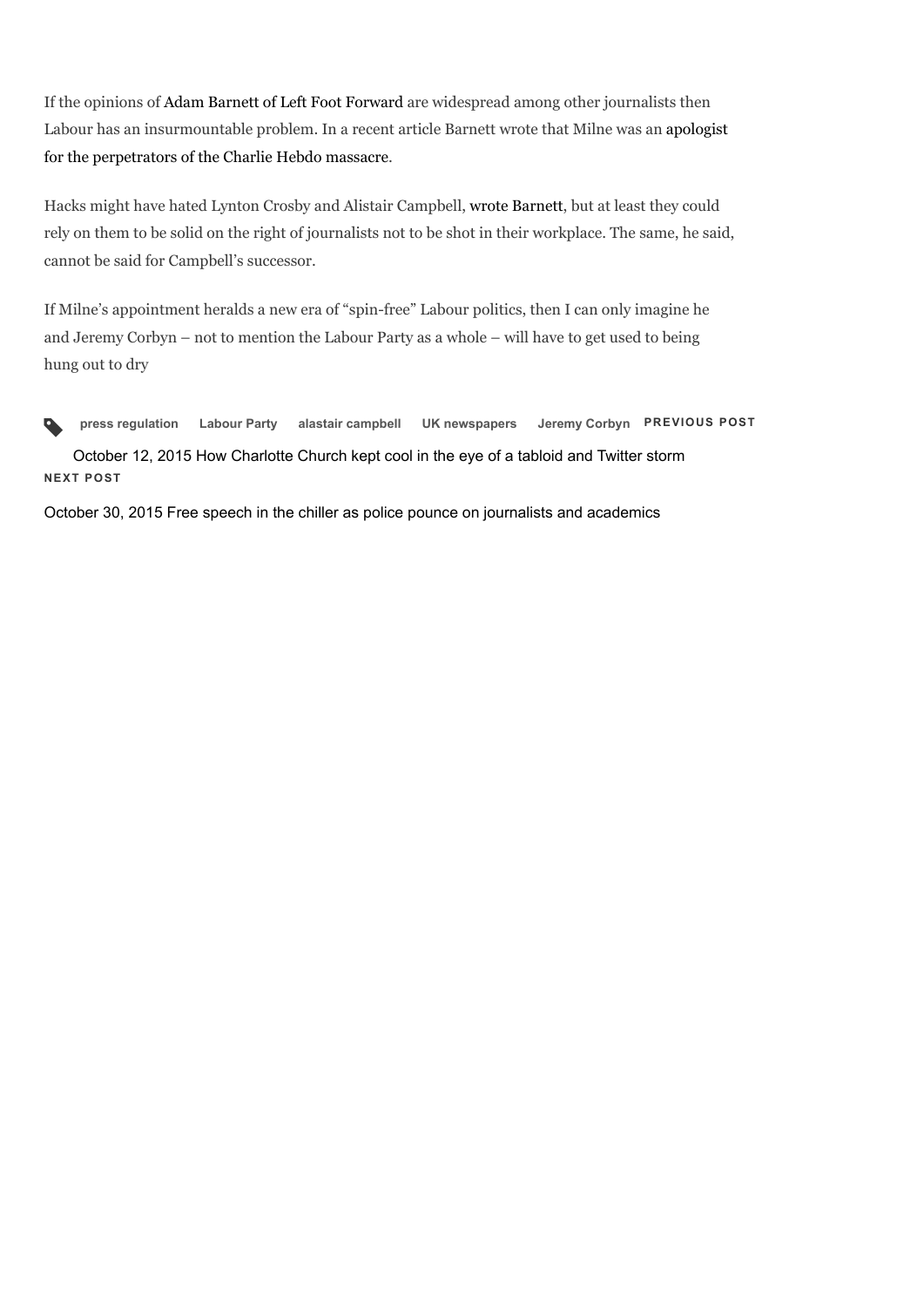If the opinions of Adam Barnett of Left Foot Forward are widespread among other journalists then Labour has an insurmountable problem. In a recent article Barnett wrote that Milne was an apologist for the perpetrators of the Charlie Hebdo massacre.

Hacks might have hated Lynton Crosby and Alistair Campbell, wrote Barnett, but at least they could rely on them to be solid on the right of journalists not to be shot in their workplace. The same, he said, cannot be said for Campbell's successor.

If Milne's appointment heralds a new era of "spin-free" Labour politics, then I can only imagine he and Jeremy Corbyn – not to mention the Labour Party as a whole – will have to get used to being hung out to dry

press regulation   Labour Party   alastair campbell   UK newspapers   Jeremy Corbyn

**PREVIOUS POST**

October 12, 2015 How Charlotte Church kept cool in the eye of a tabloid and Twitter storm

**NEXT POST**

October 30, 2015 Free speech in the chiller as police pounce on journalists and academics